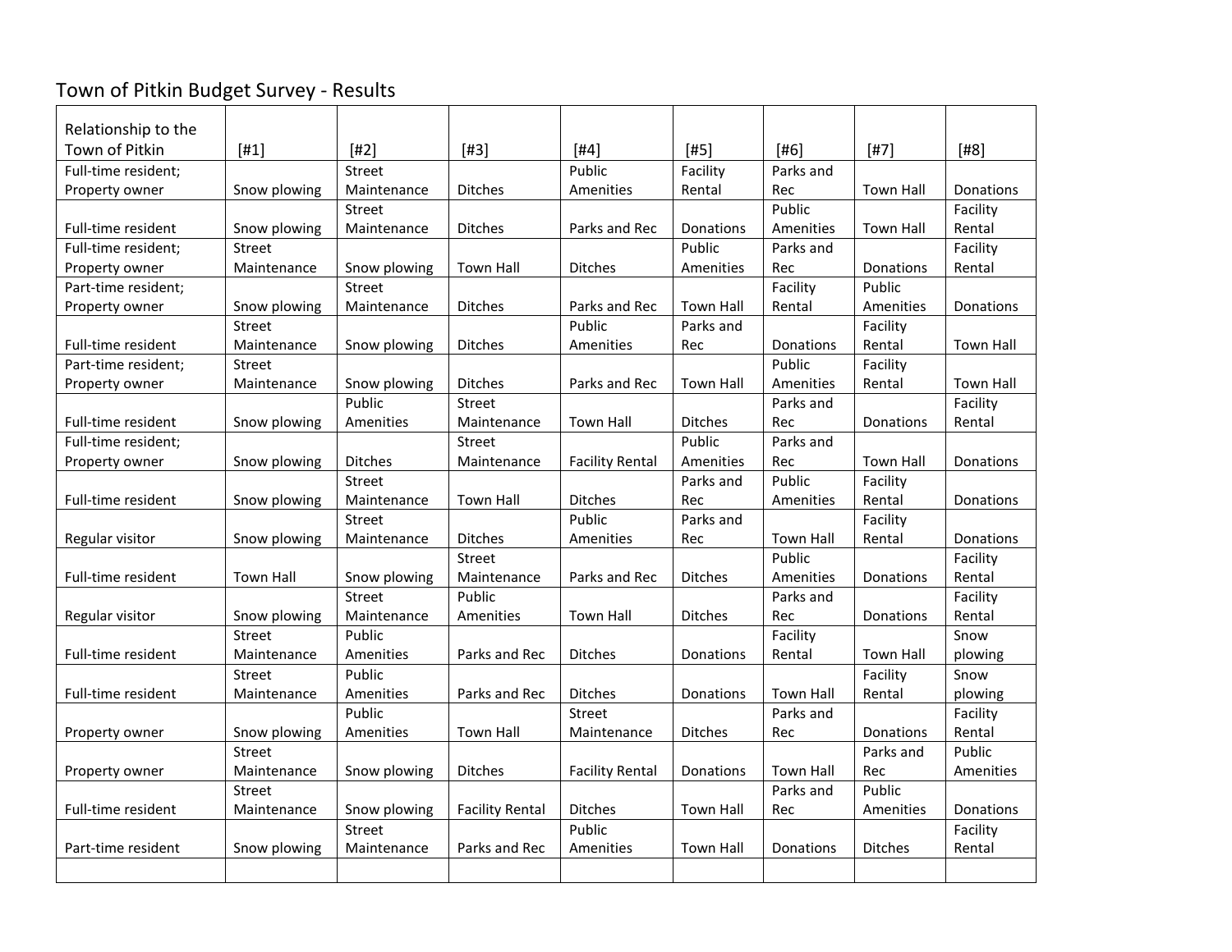# Town of Pitkin Budget Survey - Results

| Relationship to the Town of Pitkin | [#1] | [#2] | [#3] | [#4] | [#5] | [#6] | [#7] | [#8] |
|---|---|---|---|---|---|---|---|---|
| Full-time resident; Property owner | Snow plowing | Street Maintenance | Ditches | Public Amenities | Facility Rental | Parks and Rec | Town Hall | Donations |
| Full-time resident | Snow plowing | Street Maintenance | Ditches | Parks and Rec | Donations | Public Amenities | Town Hall | Facility Rental |
| Full-time resident; Property owner | Street Maintenance | Snow plowing | Town Hall | Ditches | Public Amenities | Parks and Rec | Donations | Facility Rental |
| Part-time resident; Property owner | Snow plowing | Street Maintenance | Ditches | Parks and Rec | Town Hall | Facility Rental | Public Amenities | Donations |
| Full-time resident | Street Maintenance | Snow plowing | Ditches | Public Amenities | Parks and Rec | Donations | Facility Rental | Town Hall |
| Part-time resident; Property owner | Street Maintenance | Snow plowing | Ditches | Parks and Rec | Town Hall | Public Amenities | Facility Rental | Town Hall |
| Full-time resident | Snow plowing | Public Amenities | Street Maintenance | Town Hall | Ditches | Parks and Rec | Donations | Facility Rental |
| Full-time resident; Property owner | Snow plowing | Ditches | Street Maintenance | Facility Rental | Public Amenities | Parks and Rec | Town Hall | Donations |
| Full-time resident | Snow plowing | Street Maintenance | Town Hall | Ditches | Parks and Rec | Public Amenities | Facility Rental | Donations |
| Regular visitor | Snow plowing | Street Maintenance | Ditches | Public Amenities | Parks and Rec | Town Hall | Facility Rental | Donations |
| Full-time resident | Town Hall | Snow plowing | Street Maintenance | Parks and Rec | Ditches | Public Amenities | Donations | Facility Rental |
| Regular visitor | Snow plowing | Street Maintenance | Public Amenities | Town Hall | Ditches | Parks and Rec | Donations | Facility Rental |
| Full-time resident | Street Maintenance | Public Amenities | Parks and Rec | Ditches | Donations | Facility Rental | Town Hall | Snow plowing |
| Full-time resident | Street Maintenance | Public Amenities | Parks and Rec | Ditches | Donations | Town Hall | Facility Rental | Snow plowing |
| Property owner | Snow plowing | Public Amenities | Town Hall | Street Maintenance | Ditches | Parks and Rec | Donations | Facility Rental |
| Property owner | Street Maintenance | Snow plowing | Ditches | Facility Rental | Donations | Town Hall | Parks and Rec | Public Amenities |
| Full-time resident | Street Maintenance | Snow plowing | Facility Rental | Ditches | Town Hall | Parks and Rec | Public Amenities | Donations |
| Part-time resident | Snow plowing | Street Maintenance | Parks and Rec | Public Amenities | Town Hall | Donations | Ditches | Facility Rental |
| | | | | | | | | |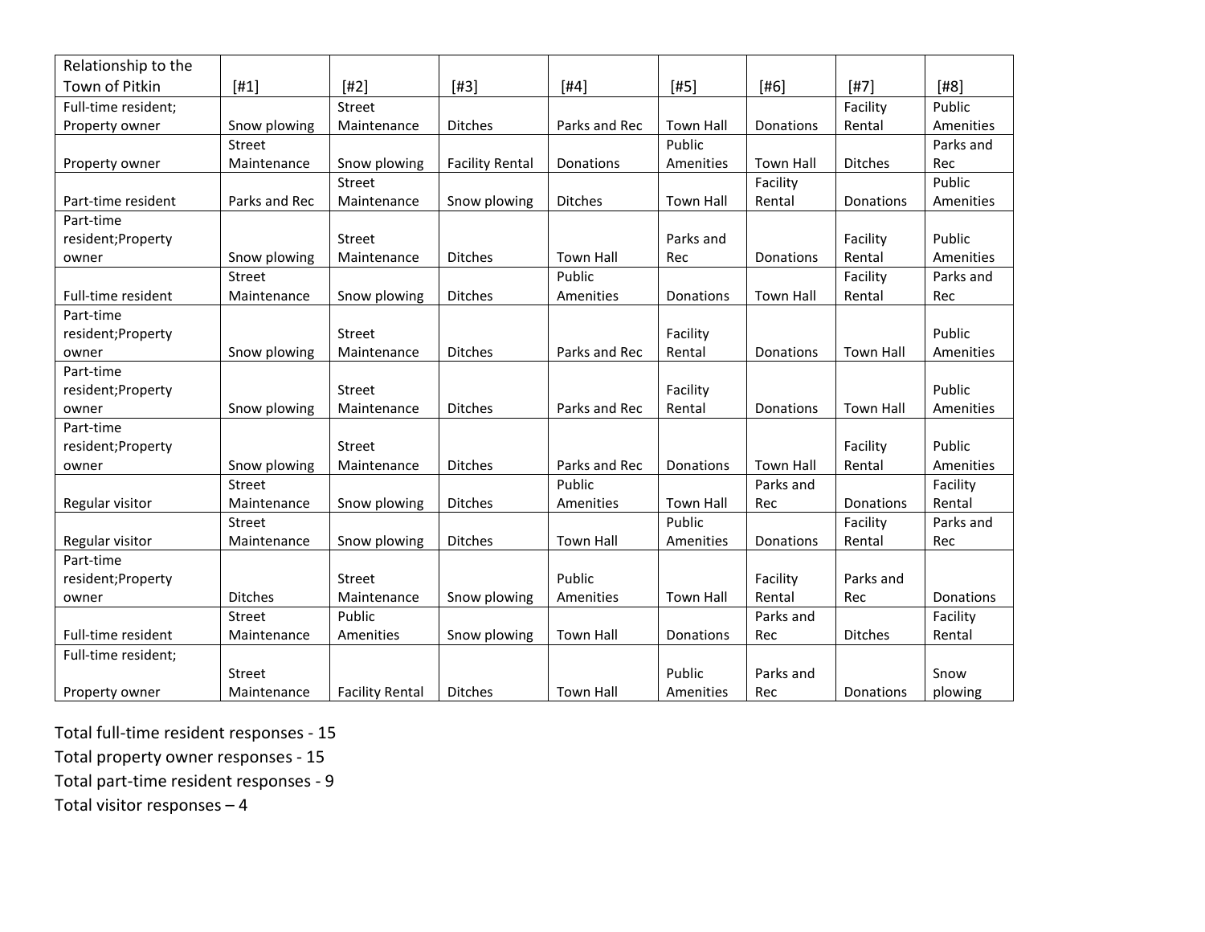| Relationship to the Town of Pitkin | [#1] | [#2] | [#3] | [#4] | [#5] | [#6] | [#7] | [#8] |
|---|---|---|---|---|---|---|---|---|
| Full-time resident; Property owner | Snow plowing | Street Maintenance | Ditches | Parks and Rec | Town Hall | Donations | Facility Rental | Public Amenities |
| Property owner | Street Maintenance | Snow plowing | Facility Rental | Donations | Public Amenities | Town Hall | Ditches | Parks and Rec |
| Part-time resident | Parks and Rec | Street Maintenance | Snow plowing | Ditches | Town Hall | Facility Rental | Donations | Public Amenities |
| Part-time resident;Property owner | Snow plowing | Street Maintenance | Ditches | Town Hall | Parks and Rec | Donations | Facility Rental | Public Amenities |
| Full-time resident | Street Maintenance | Snow plowing | Ditches | Public Amenities | Donations | Town Hall | Facility Rental | Parks and Rec |
| Part-time resident;Property owner | Snow plowing | Street Maintenance | Ditches | Parks and Rec | Facility Rental | Donations | Town Hall | Public Amenities |
| Part-time resident;Property owner | Snow plowing | Street Maintenance | Ditches | Parks and Rec | Facility Rental | Donations | Town Hall | Public Amenities |
| Part-time resident;Property owner | Snow plowing | Street Maintenance | Ditches | Parks and Rec | Donations | Town Hall | Facility Rental | Public Amenities |
| Regular visitor | Street Maintenance | Snow plowing | Ditches | Public Amenities | Town Hall | Parks and Rec | Donations | Facility Rental |
| Regular visitor | Street Maintenance | Snow plowing | Ditches | Town Hall | Public Amenities | Donations | Facility Rental | Parks and Rec |
| Part-time resident;Property owner | Ditches | Street Maintenance | Snow plowing | Public Amenities | Town Hall | Facility Rental | Parks and Rec | Donations |
| Full-time resident | Street Maintenance | Public Amenities | Snow plowing | Town Hall | Donations | Parks and Rec | Ditches | Facility Rental |
| Full-time resident; Property owner | Street Maintenance | Facility Rental | Ditches | Town Hall | Public Amenities | Parks and Rec | Donations | Snow plowing |

Total full-time resident responses - 15
Total property owner responses - 15
Total part-time resident responses - 9
Total visitor responses – 4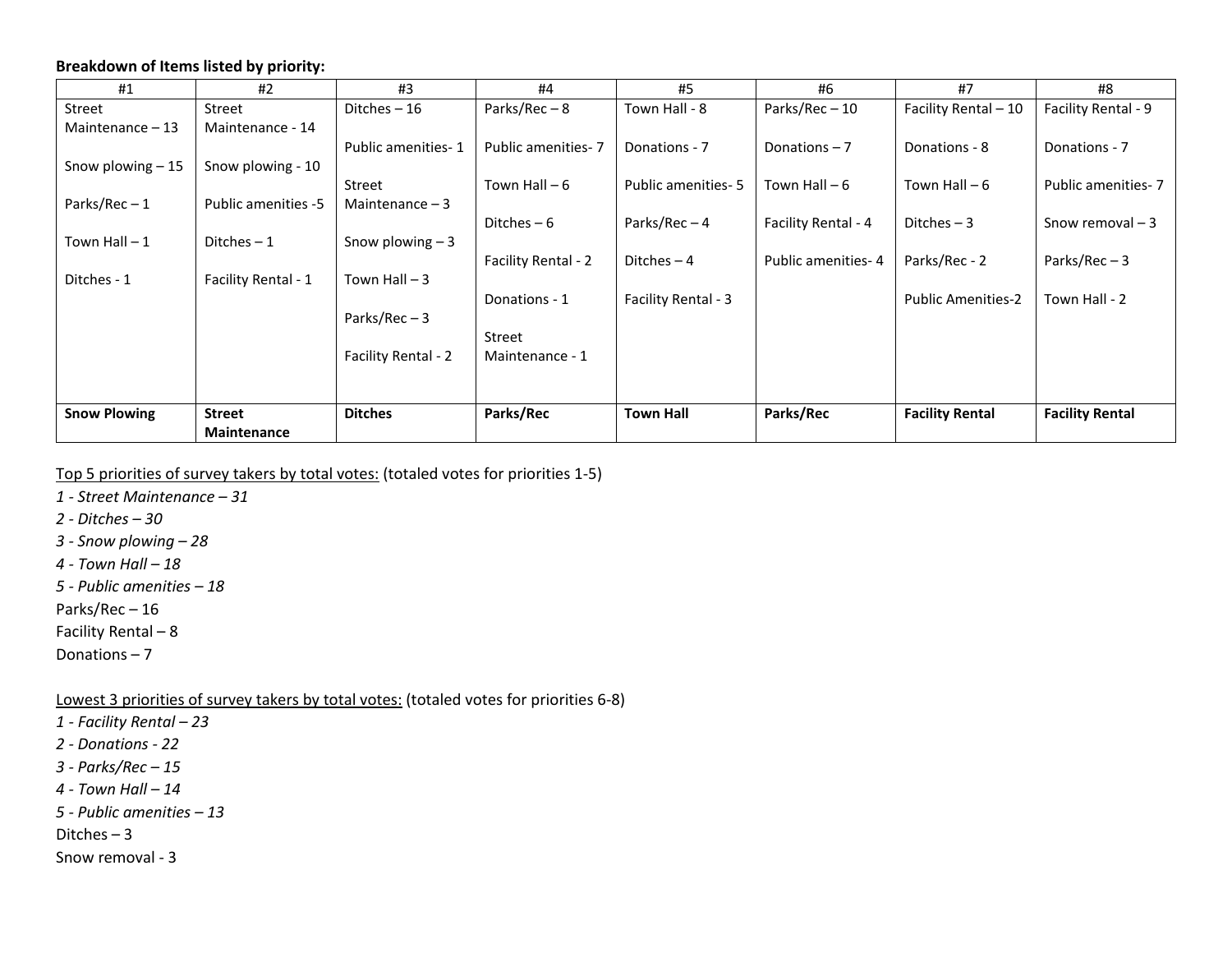**Breakdown of Items listed by priority:**

| #1 | #2 | #3 | #4 | #5 | #6 | #7 | #8 |
|---|---|---|---|---|---|---|---|
| Street Maintenance – 13<br><br>Snow plowing – 15<br><br>Parks/Rec – 1<br><br>Town Hall – 1<br><br>Ditches - 1 | Street Maintenance - 14<br><br>Snow plowing - 10<br><br>Public amenities -5<br><br>Ditches – 1<br><br>Facility Rental - 1 | Ditches – 16<br><br>Public amenities- 1<br><br>Street Maintenance – 3<br><br>Snow plowing – 3<br><br>Town Hall – 3<br><br>Parks/Rec – 3<br><br>Facility Rental - 2 | Parks/Rec – 8<br><br>Public amenities- 7<br><br>Town Hall – 6<br><br>Ditches – 6<br><br>Facility Rental - 2<br><br>Donations - 1<br><br>Street Maintenance - 1 | Town Hall - 8<br><br>Donations - 7<br><br>Public amenities- 5<br><br>Parks/Rec – 4<br><br>Ditches – 4<br><br>Facility Rental - 3 | Parks/Rec – 10<br><br>Donations – 7<br><br>Town Hall – 6<br><br>Facility Rental - 4<br><br>Public amenities- 4 | Facility Rental – 10<br><br>Donations - 8<br><br>Town Hall – 6<br><br>Ditches – 3<br><br>Parks/Rec - 2<br><br>Public Amenities-2 | Facility Rental - 9<br><br>Donations - 7<br><br>Public amenities- 7<br><br>Snow removal – 3<br><br>Parks/Rec – 3<br><br>Town Hall - 2 |
| **Snow Plowing** | **Street Maintenance** | **Ditches** | **Parks/Rec** | **Town Hall** | **Parks/Rec** | **Facility Rental** | **Facility Rental** |

Top 5 priorities of survey takers by total votes: (totaled votes for priorities 1-5)

*1 - Street Maintenance – 31*
*2 - Ditches – 30*
*3 - Snow plowing – 28*
*4 - Town Hall – 18*
*5 - Public amenities – 18*
Parks/Rec – 16
Facility Rental – 8
Donations – 7

Lowest 3 priorities of survey takers by total votes: (totaled votes for priorities 6-8)

*1 - Facility Rental – 23*
*2 - Donations - 22*
*3 - Parks/Rec – 15*
*4 - Town Hall – 14*
*5 - Public amenities – 13*
Ditches – 3
Snow removal - 3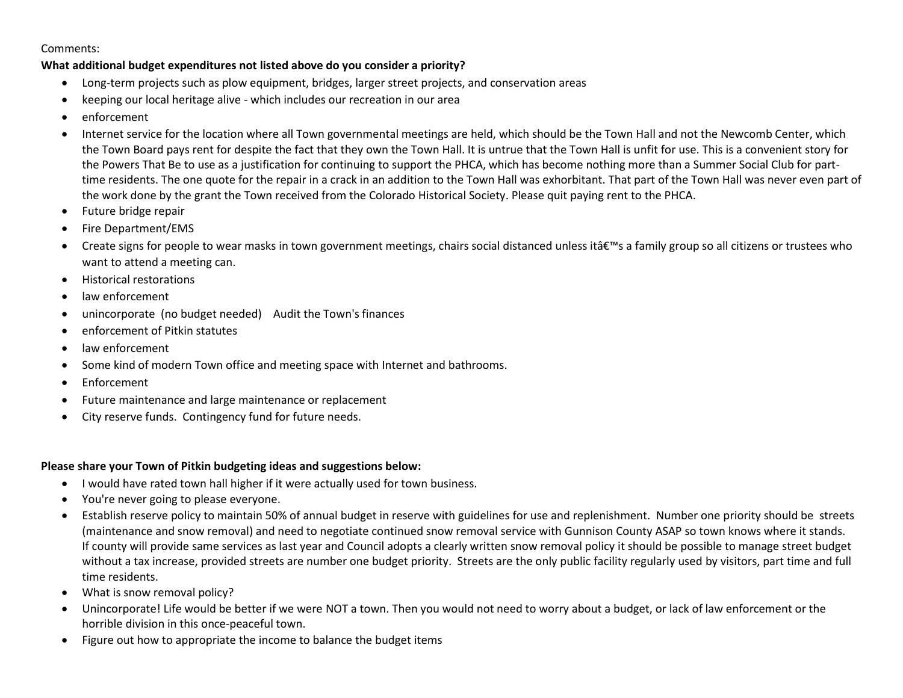Comments:

**What additional budget expenditures not listed above do you consider a priority?**

- Long-term projects such as plow equipment, bridges, larger street projects, and conservation areas
- keeping our local heritage alive - which includes our recreation in our area
- enforcement
- Internet service for the location where all Town governmental meetings are held, which should be the Town Hall and not the Newcomb Center, which the Town Board pays rent for despite the fact that they own the Town Hall. It is untrue that the Town Hall is unfit for use. This is a convenient story for the Powers That Be to use as a justification for continuing to support the PHCA, which has become nothing more than a Summer Social Club for part-time residents. The one quote for the repair in a crack in an addition to the Town Hall was exhorbitant. That part of the Town Hall was never even part of the work done by the grant the Town received from the Colorado Historical Society. Please quit paying rent to the PHCA.
- Future bridge repair
- Fire Department/EMS
- Create signs for people to wear masks in town government meetings, chairs social distanced unless itâ€™s a family group so all citizens or trustees who want to attend a meeting can.
- Historical restorations
- law enforcement
- unincorporate (no budget needed) Audit the Town's finances
- enforcement of Pitkin statutes
- law enforcement
- Some kind of modern Town office and meeting space with Internet and bathrooms.
- Enforcement
- Future maintenance and large maintenance or replacement
- City reserve funds. Contingency fund for future needs.

**Please share your Town of Pitkin budgeting ideas and suggestions below:**

- I would have rated town hall higher if it were actually used for town business.
- You're never going to please everyone.
- Establish reserve policy to maintain 50% of annual budget in reserve with guidelines for use and replenishment. Number one priority should be streets (maintenance and snow removal) and need to negotiate continued snow removal service with Gunnison County ASAP so town knows where it stands. If county will provide same services as last year and Council adopts a clearly written snow removal policy it should be possible to manage street budget without a tax increase, provided streets are number one budget priority. Streets are the only public facility regularly used by visitors, part time and full time residents.
- What is snow removal policy?
- Unincorporate! Life would be better if we were NOT a town. Then you would not need to worry about a budget, or lack of law enforcement or the horrible division in this once-peaceful town.
- Figure out how to appropriate the income to balance the budget items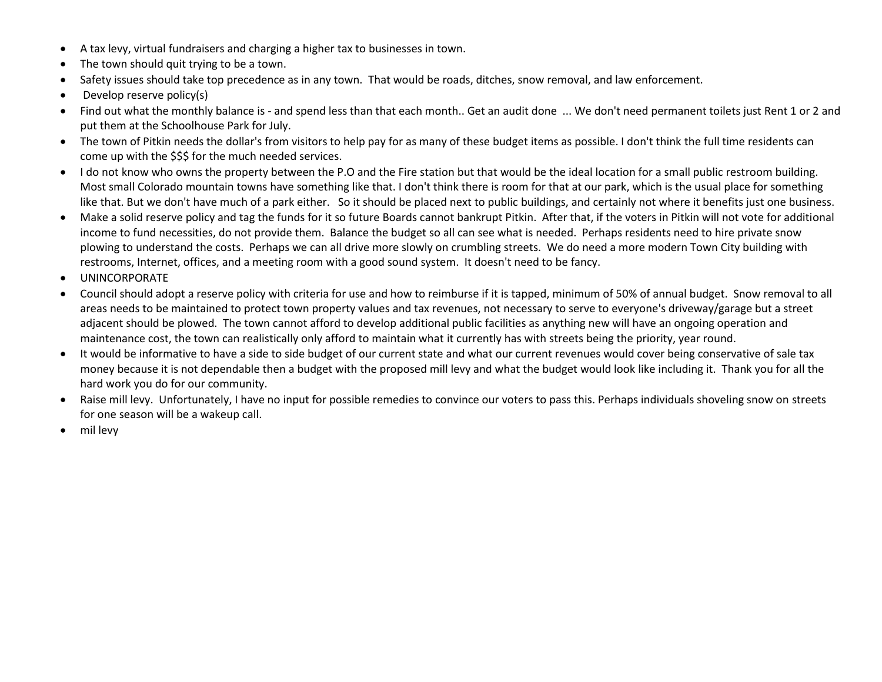- A tax levy, virtual fundraisers and charging a higher tax to businesses in town.
- The town should quit trying to be a town.
- Safety issues should take top precedence as in any town. That would be roads, ditches, snow removal, and law enforcement.
- Develop reserve policy(s)
- Find out what the monthly balance is - and spend less than that each month.. Get an audit done ... We don't need permanent toilets just Rent 1 or 2 and put them at the Schoolhouse Park for July.
- The town of Pitkin needs the dollar's from visitors to help pay for as many of these budget items as possible. I don't think the full time residents can come up with the $$$ for the much needed services.
- I do not know who owns the property between the P.O and the Fire station but that would be the ideal location for a small public restroom building. Most small Colorado mountain towns have something like that. I don't think there is room for that at our park, which is the usual place for something like that. But we don't have much of a park either. So it should be placed next to public buildings, and certainly not where it benefits just one business.
- Make a solid reserve policy and tag the funds for it so future Boards cannot bankrupt Pitkin. After that, if the voters in Pitkin will not vote for additional income to fund necessities, do not provide them. Balance the budget so all can see what is needed. Perhaps residents need to hire private snow plowing to understand the costs. Perhaps we can all drive more slowly on crumbling streets. We do need a more modern Town City building with restrooms, Internet, offices, and a meeting room with a good sound system. It doesn't need to be fancy.
- UNINCORPORATE
- Council should adopt a reserve policy with criteria for use and how to reimburse if it is tapped, minimum of 50% of annual budget. Snow removal to all areas needs to be maintained to protect town property values and tax revenues, not necessary to serve to everyone's driveway/garage but a street adjacent should be plowed. The town cannot afford to develop additional public facilities as anything new will have an ongoing operation and maintenance cost, the town can realistically only afford to maintain what it currently has with streets being the priority, year round.
- It would be informative to have a side to side budget of our current state and what our current revenues would cover being conservative of sale tax money because it is not dependable then a budget with the proposed mill levy and what the budget would look like including it. Thank you for all the hard work you do for our community.
- Raise mill levy. Unfortunately, I have no input for possible remedies to convince our voters to pass this. Perhaps individuals shoveling snow on streets for one season will be a wakeup call.
- mil levy